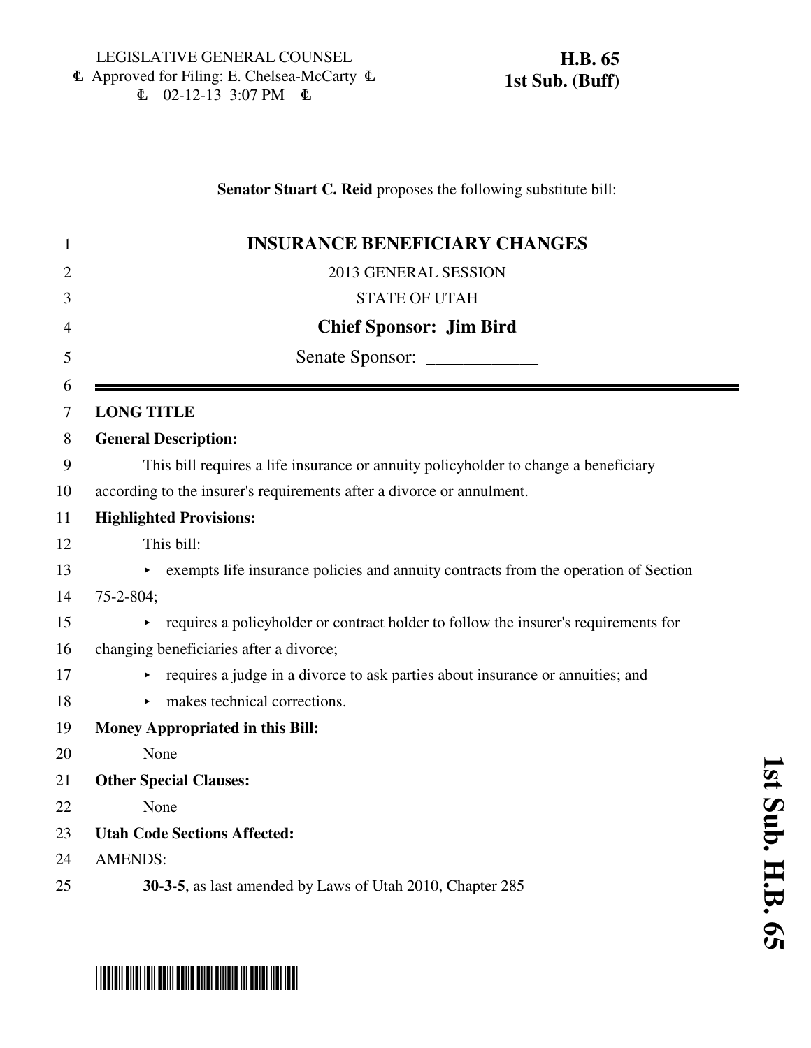LEGISLATIVE GENERAL COUNSEL
Approved for Filing: E. Chelsea-McCarty
02-12-13 3:07 PM

**H.B. 65**
**1st Sub. (Buff)**

**Senator Stuart C. Reid** proposes the following substitute bill:

# INSURANCE BENEFICIARY CHANGES

2013 GENERAL SESSION

STATE OF UTAH

**Chief Sponsor: Jim Bird**

Senate Sponsor: ____________

**LONG TITLE**

**General Description:**

This bill requires a life insurance or annuity policyholder to change a beneficiary according to the insurer's requirements after a divorce or annulment.

**Highlighted Provisions:**

This bill:

- exempts life insurance policies and annuity contracts from the operation of Section 75-2-804;
- requires a policyholder or contract holder to follow the insurer's requirements for changing beneficiaries after a divorce;
- requires a judge in a divorce to ask parties about insurance or annuities; and
- makes technical corrections.

**Money Appropriated in this Bill:**

None

**Other Special Clauses:**

None

**Utah Code Sections Affected:**

AMENDS:

**30-3-5**, as last amended by Laws of Utah 2010, Chapter 285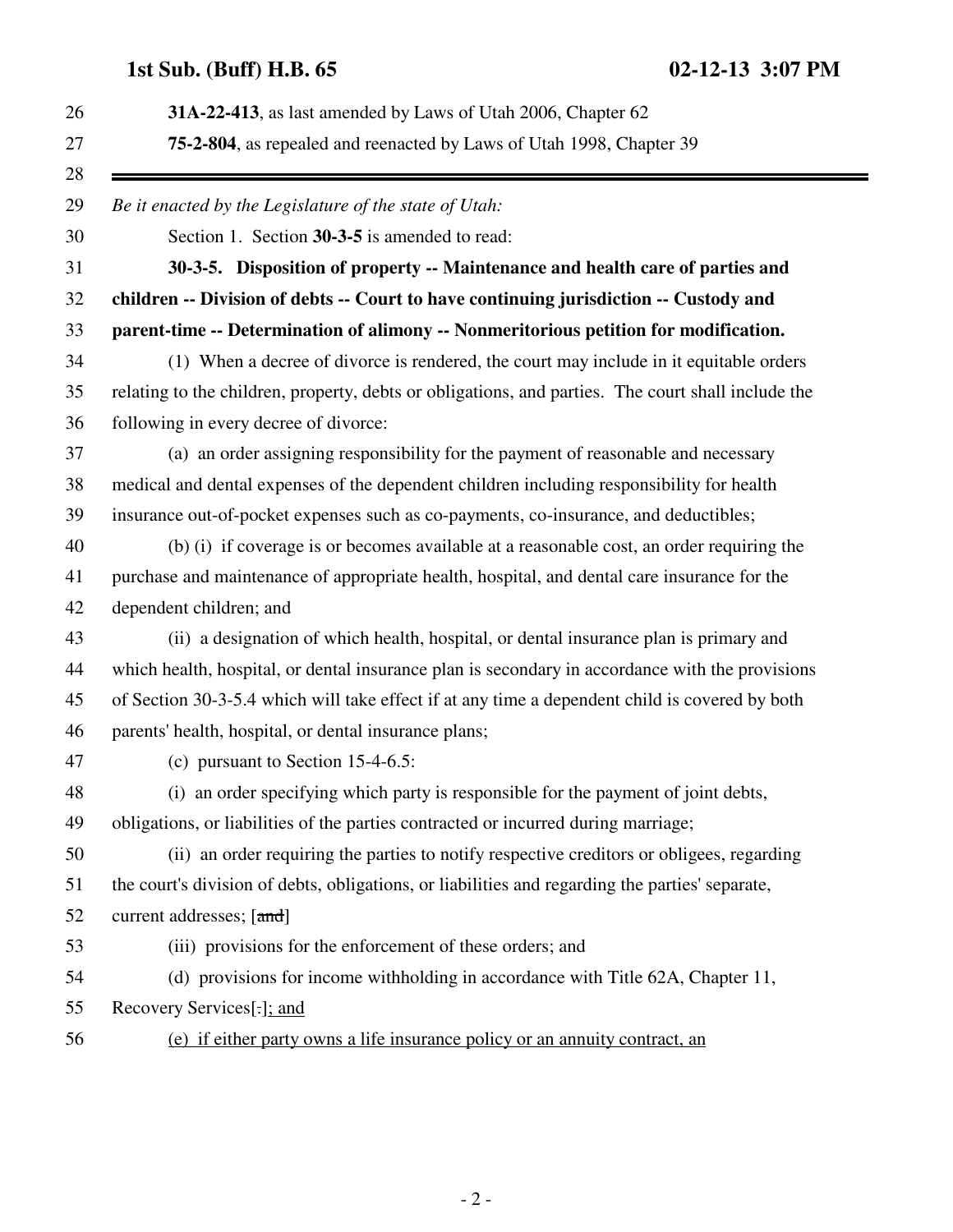**31A-22-413**, as last amended by Laws of Utah 2006, Chapter 62

**75-2-804**, as repealed and reenacted by Laws of Utah 1998, Chapter 39

---

*Be it enacted by the Legislature of the state of Utah:*

Section 1. Section **30-3-5** is amended to read:

**30-3-5. Disposition of property -- Maintenance and health care of parties and children -- Division of debts -- Court to have continuing jurisdiction -- Custody and parent-time -- Determination of alimony -- Nonmeritorious petition for modification.**

(1) When a decree of divorce is rendered, the court may include in it equitable orders relating to the children, property, debts or obligations, and parties. The court shall include the following in every decree of divorce:

(a) an order assigning responsibility for the payment of reasonable and necessary medical and dental expenses of the dependent children including responsibility for health insurance out-of-pocket expenses such as co-payments, co-insurance, and deductibles;

(b) (i) if coverage is or becomes available at a reasonable cost, an order requiring the purchase and maintenance of appropriate health, hospital, and dental care insurance for the dependent children; and

(ii) a designation of which health, hospital, or dental insurance plan is primary and which health, hospital, or dental insurance plan is secondary in accordance with the provisions of Section 30-3-5.4 which will take effect if at any time a dependent child is covered by both parents' health, hospital, or dental insurance plans;

(c) pursuant to Section 15-4-6.5:

(i) an order specifying which party is responsible for the payment of joint debts, obligations, or liabilities of the parties contracted or incurred during marriage;

(ii) an order requiring the parties to notify respective creditors or obligees, regarding the court's division of debts, obligations, or liabilities and regarding the parties' separate, current addresses; [~~and~~]

(iii) provisions for the enforcement of these orders; and

(d) provisions for income withholding in accordance with Title 62A, Chapter 11, Recovery Services[~~.~~]<u>; and</u>

<u>(e) if either party owns a life insurance policy or an annuity contract, an</u>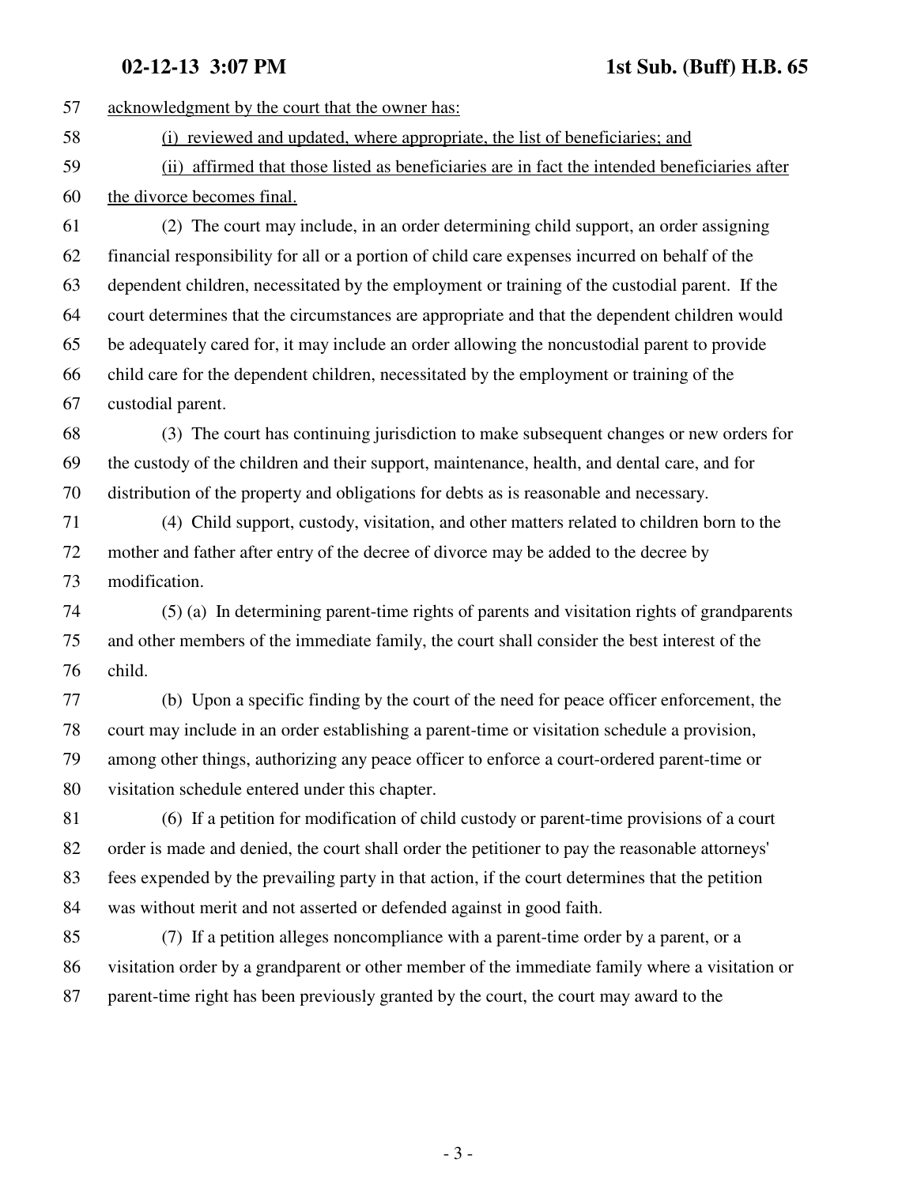acknowledgment by the court that the owner has:

(i) reviewed and updated, where appropriate, the list of beneficiaries; and

(ii) affirmed that those listed as beneficiaries are in fact the intended beneficiaries after the divorce becomes final.

(2) The court may include, in an order determining child support, an order assigning financial responsibility for all or a portion of child care expenses incurred on behalf of the dependent children, necessitated by the employment or training of the custodial parent. If the court determines that the circumstances are appropriate and that the dependent children would be adequately cared for, it may include an order allowing the noncustodial parent to provide child care for the dependent children, necessitated by the employment or training of the custodial parent.

(3) The court has continuing jurisdiction to make subsequent changes or new orders for the custody of the children and their support, maintenance, health, and dental care, and for distribution of the property and obligations for debts as is reasonable and necessary.

(4) Child support, custody, visitation, and other matters related to children born to the mother and father after entry of the decree of divorce may be added to the decree by modification.

(5) (a) In determining parent-time rights of parents and visitation rights of grandparents and other members of the immediate family, the court shall consider the best interest of the child.

(b) Upon a specific finding by the court of the need for peace officer enforcement, the court may include in an order establishing a parent-time or visitation schedule a provision, among other things, authorizing any peace officer to enforce a court-ordered parent-time or visitation schedule entered under this chapter.

(6) If a petition for modification of child custody or parent-time provisions of a court order is made and denied, the court shall order the petitioner to pay the reasonable attorneys' fees expended by the prevailing party in that action, if the court determines that the petition was without merit and not asserted or defended against in good faith.

(7) If a petition alleges noncompliance with a parent-time order by a parent, or a visitation order by a grandparent or other member of the immediate family where a visitation or parent-time right has been previously granted by the court, the court may award to the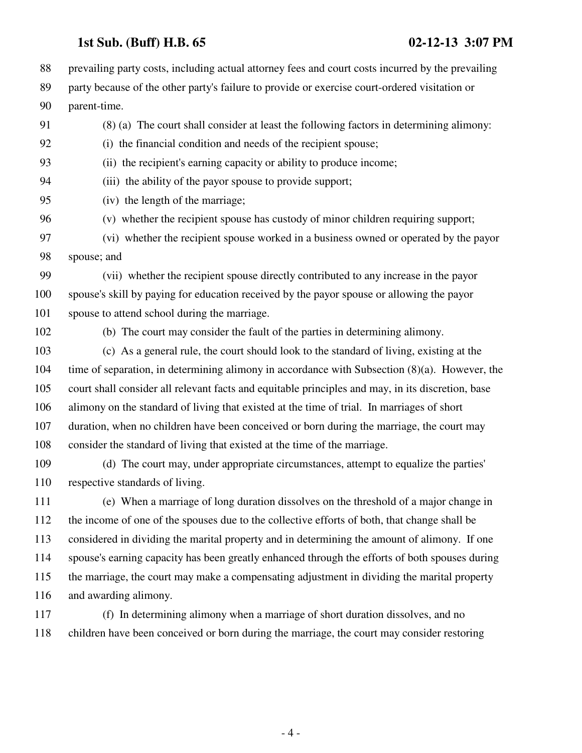prevailing party costs, including actual attorney fees and court costs incurred by the prevailing party because of the other party's failure to provide or exercise court-ordered visitation or parent-time.

(8) (a) The court shall consider at least the following factors in determining alimony:

(i) the financial condition and needs of the recipient spouse;

(ii) the recipient's earning capacity or ability to produce income;

(iii) the ability of the payor spouse to provide support;

(iv) the length of the marriage;

(v) whether the recipient spouse has custody of minor children requiring support;

(vi) whether the recipient spouse worked in a business owned or operated by the payor spouse; and

(vii) whether the recipient spouse directly contributed to any increase in the payor spouse's skill by paying for education received by the payor spouse or allowing the payor spouse to attend school during the marriage.

(b) The court may consider the fault of the parties in determining alimony.

(c) As a general rule, the court should look to the standard of living, existing at the time of separation, in determining alimony in accordance with Subsection (8)(a). However, the court shall consider all relevant facts and equitable principles and may, in its discretion, base alimony on the standard of living that existed at the time of trial. In marriages of short duration, when no children have been conceived or born during the marriage, the court may consider the standard of living that existed at the time of the marriage.

(d) The court may, under appropriate circumstances, attempt to equalize the parties' respective standards of living.

(e) When a marriage of long duration dissolves on the threshold of a major change in the income of one of the spouses due to the collective efforts of both, that change shall be considered in dividing the marital property and in determining the amount of alimony. If one spouse's earning capacity has been greatly enhanced through the efforts of both spouses during the marriage, the court may make a compensating adjustment in dividing the marital property and awarding alimony.

(f) In determining alimony when a marriage of short duration dissolves, and no children have been conceived or born during the marriage, the court may consider restoring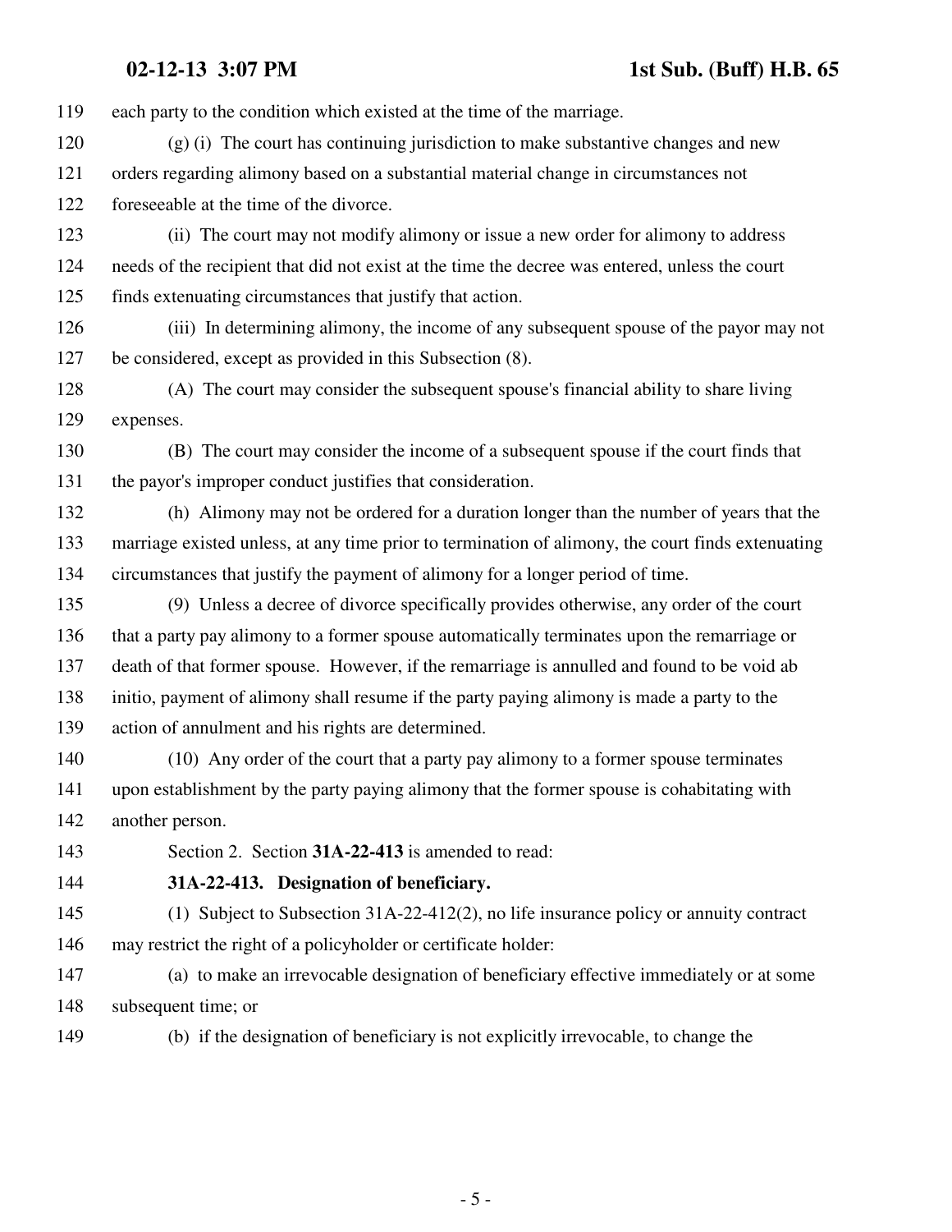each party to the condition which existed at the time of the marriage.

(g) (i) The court has continuing jurisdiction to make substantive changes and new orders regarding alimony based on a substantial material change in circumstances not foreseeable at the time of the divorce.

(ii) The court may not modify alimony or issue a new order for alimony to address needs of the recipient that did not exist at the time the decree was entered, unless the court finds extenuating circumstances that justify that action.

(iii) In determining alimony, the income of any subsequent spouse of the payor may not be considered, except as provided in this Subsection (8).

(A) The court may consider the subsequent spouse's financial ability to share living expenses.

(B) The court may consider the income of a subsequent spouse if the court finds that the payor's improper conduct justifies that consideration.

(h) Alimony may not be ordered for a duration longer than the number of years that the marriage existed unless, at any time prior to termination of alimony, the court finds extenuating circumstances that justify the payment of alimony for a longer period of time.

(9) Unless a decree of divorce specifically provides otherwise, any order of the court that a party pay alimony to a former spouse automatically terminates upon the remarriage or death of that former spouse. However, if the remarriage is annulled and found to be void ab initio, payment of alimony shall resume if the party paying alimony is made a party to the action of annulment and his rights are determined.

(10) Any order of the court that a party pay alimony to a former spouse terminates upon establishment by the party paying alimony that the former spouse is cohabitating with another person.

Section 2. Section **31A-22-413** is amended to read:

**31A-22-413. Designation of beneficiary.**

(1) Subject to Subsection 31A-22-412(2), no life insurance policy or annuity contract may restrict the right of a policyholder or certificate holder:

(a) to make an irrevocable designation of beneficiary effective immediately or at some subsequent time; or

(b) if the designation of beneficiary is not explicitly irrevocable, to change the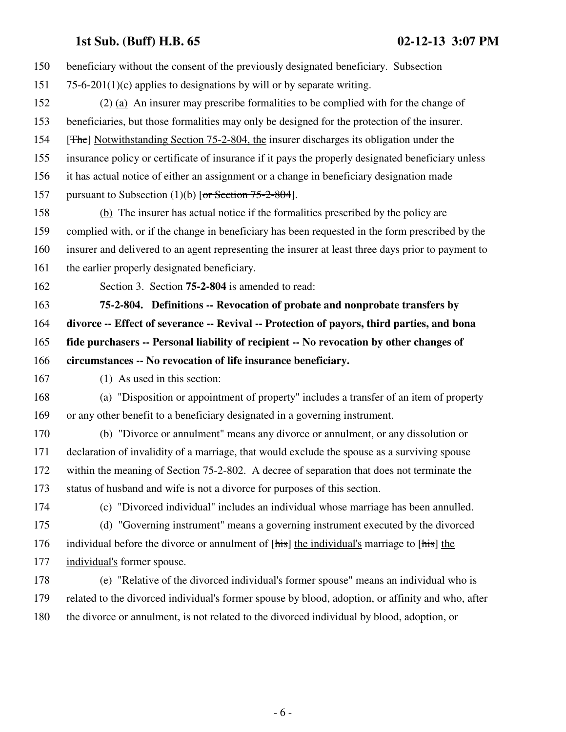beneficiary without the consent of the previously designated beneficiary. Subsection 75-6-201(1)(c) applies to designations by will or by separate writing.

(2) (a) An insurer may prescribe formalities to be complied with for the change of beneficiaries, but those formalities may only be designed for the protection of the insurer. [~~The~~] Notwithstanding Section 75-2-804, the insurer discharges its obligation under the insurance policy or certificate of insurance if it pays the properly designated beneficiary unless it has actual notice of either an assignment or a change in beneficiary designation made pursuant to Subsection (1)(b) [~~or Section 75-2-804~~].

(b) The insurer has actual notice if the formalities prescribed by the policy are complied with, or if the change in beneficiary has been requested in the form prescribed by the insurer and delivered to an agent representing the insurer at least three days prior to payment to the earlier properly designated beneficiary.

Section 3. Section **75-2-804** is amended to read:

**75-2-804. Definitions -- Revocation of probate and nonprobate transfers by divorce -- Effect of severance -- Revival -- Protection of payors, third parties, and bona fide purchasers -- Personal liability of recipient -- No revocation by other changes of circumstances -- No revocation of life insurance beneficiary.**

(1) As used in this section:

(a) "Disposition or appointment of property" includes a transfer of an item of property or any other benefit to a beneficiary designated in a governing instrument.

(b) "Divorce or annulment" means any divorce or annulment, or any dissolution or declaration of invalidity of a marriage, that would exclude the spouse as a surviving spouse within the meaning of Section 75-2-802. A decree of separation that does not terminate the status of husband and wife is not a divorce for purposes of this section.

(c) "Divorced individual" includes an individual whose marriage has been annulled.

(d) "Governing instrument" means a governing instrument executed by the divorced individual before the divorce or annulment of [~~his~~] the individual's marriage to [~~his~~] the individual's former spouse.

(e) "Relative of the divorced individual's former spouse" means an individual who is related to the divorced individual's former spouse by blood, adoption, or affinity and who, after the divorce or annulment, is not related to the divorced individual by blood, adoption, or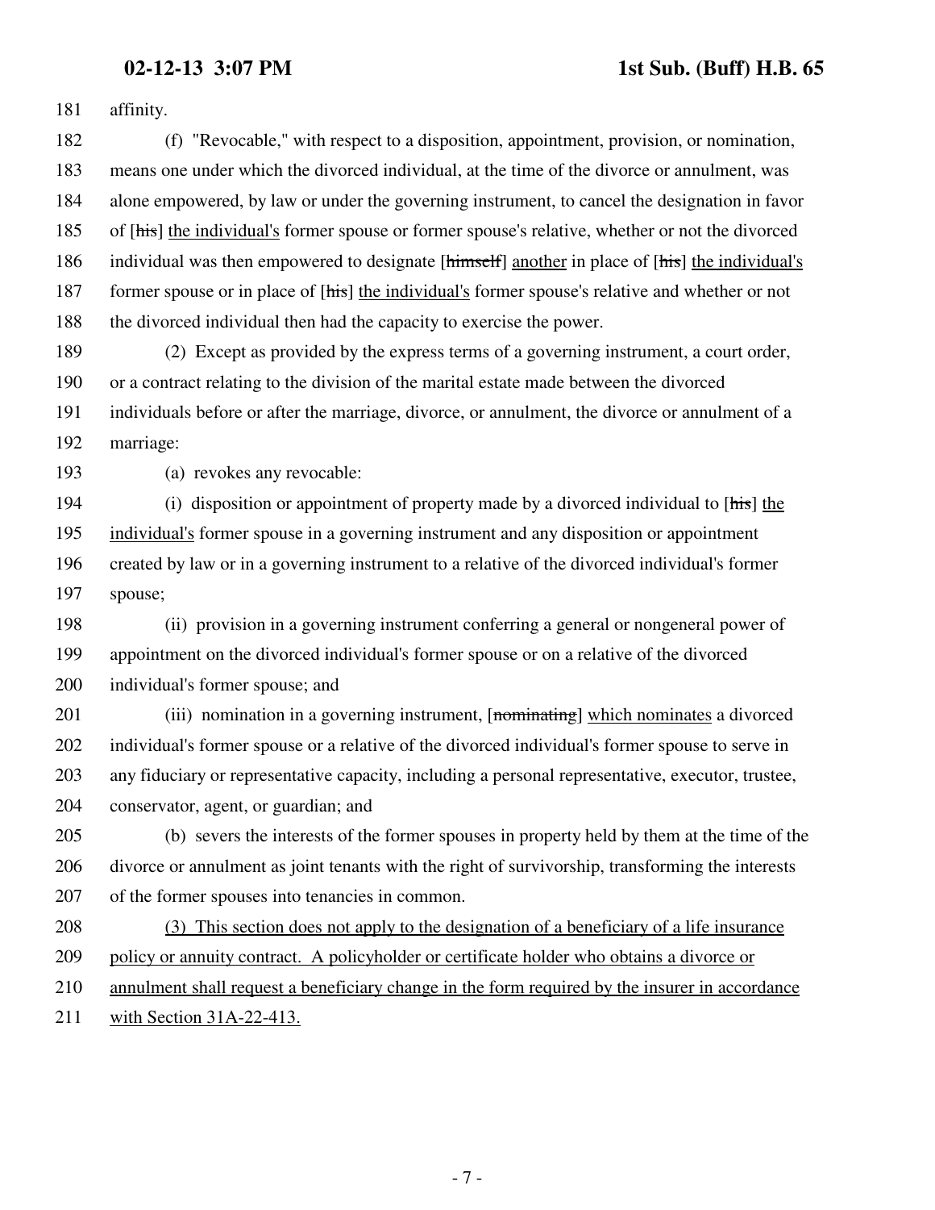affinity.

(f) "Revocable," with respect to a disposition, appointment, provision, or nomination, means one under which the divorced individual, at the time of the divorce or annulment, was alone empowered, by law or under the governing instrument, to cancel the designation in favor of [~~his~~] <u>the individual's</u> former spouse or former spouse's relative, whether or not the divorced individual was then empowered to designate [~~himself~~] <u>another</u> in place of [~~his~~] <u>the individual's</u> former spouse or in place of [~~his~~] <u>the individual's</u> former spouse's relative and whether or not the divorced individual then had the capacity to exercise the power.

(2) Except as provided by the express terms of a governing instrument, a court order, or a contract relating to the division of the marital estate made between the divorced individuals before or after the marriage, divorce, or annulment, the divorce or annulment of a marriage:

(a) revokes any revocable:

(i) disposition or appointment of property made by a divorced individual to [~~his~~] <u>the individual's</u> former spouse in a governing instrument and any disposition or appointment created by law or in a governing instrument to a relative of the divorced individual's former spouse;

(ii) provision in a governing instrument conferring a general or nongeneral power of appointment on the divorced individual's former spouse or on a relative of the divorced individual's former spouse; and

(iii) nomination in a governing instrument, [~~nominating~~] <u>which nominates</u> a divorced individual's former spouse or a relative of the divorced individual's former spouse to serve in any fiduciary or representative capacity, including a personal representative, executor, trustee, conservator, agent, or guardian; and

(b) severs the interests of the former spouses in property held by them at the time of the divorce or annulment as joint tenants with the right of survivorship, transforming the interests of the former spouses into tenancies in common.

<u>(3) This section does not apply to the designation of a beneficiary of a life insurance policy or annuity contract. A policyholder or certificate holder who obtains a divorce or annulment shall request a beneficiary change in the form required by the insurer in accordance with Section 31A-22-413.</u>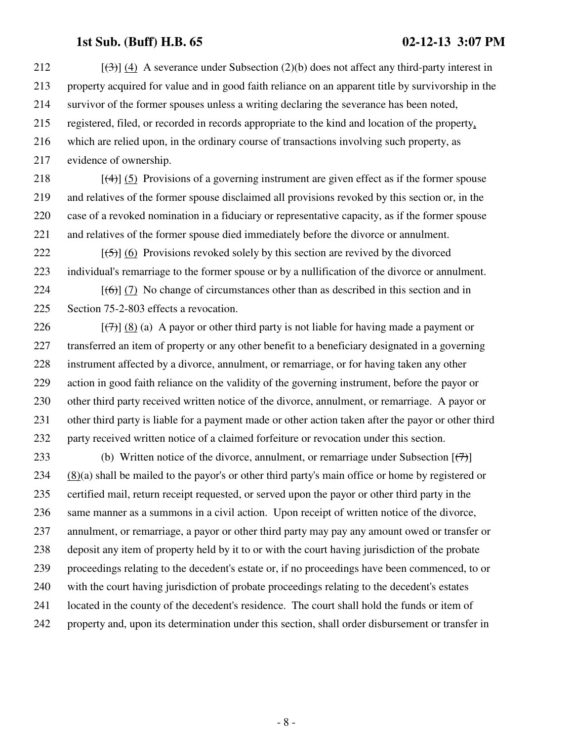212 [~~(3)~~] (4) A severance under Subsection (2)(b) does not affect any third-party interest in
213 property acquired for value and in good faith reliance on an apparent title by survivorship in the
214 survivor of the former spouses unless a writing declaring the severance has been noted,
215 registered, filed, or recorded in records appropriate to the kind and location of the property,
216 which are relied upon, in the ordinary course of transactions involving such property, as
217 evidence of ownership.

218 [~~(4)~~] (5) Provisions of a governing instrument are given effect as if the former spouse
219 and relatives of the former spouse disclaimed all provisions revoked by this section or, in the
220 case of a revoked nomination in a fiduciary or representative capacity, as if the former spouse
221 and relatives of the former spouse died immediately before the divorce or annulment.

222 [~~(5)~~] (6) Provisions revoked solely by this section are revived by the divorced
223 individual's remarriage to the former spouse or by a nullification of the divorce or annulment.

224 [~~(6)~~] (7) No change of circumstances other than as described in this section and in
225 Section 75-2-803 effects a revocation.

226 [~~(7)~~] (8) (a) A payor or other third party is not liable for having made a payment or
227 transferred an item of property or any other benefit to a beneficiary designated in a governing
228 instrument affected by a divorce, annulment, or remarriage, or for having taken any other
229 action in good faith reliance on the validity of the governing instrument, before the payor or
230 other third party received written notice of the divorce, annulment, or remarriage. A payor or
231 other third party is liable for a payment made or other action taken after the payor or other third
232 party received written notice of a claimed forfeiture or revocation under this section.

233 (b) Written notice of the divorce, annulment, or remarriage under Subsection [~~(7)~~]
234 (8)(a) shall be mailed to the payor's or other third party's main office or home by registered or
235 certified mail, return receipt requested, or served upon the payor or other third party in the
236 same manner as a summons in a civil action. Upon receipt of written notice of the divorce,
237 annulment, or remarriage, a payor or other third party may pay any amount owed or transfer or
238 deposit any item of property held by it to or with the court having jurisdiction of the probate
239 proceedings relating to the decedent's estate or, if no proceedings have been commenced, to or
240 with the court having jurisdiction of probate proceedings relating to the decedent's estates
241 located in the county of the decedent's residence. The court shall hold the funds or item of
242 property and, upon its determination under this section, shall order disbursement or transfer in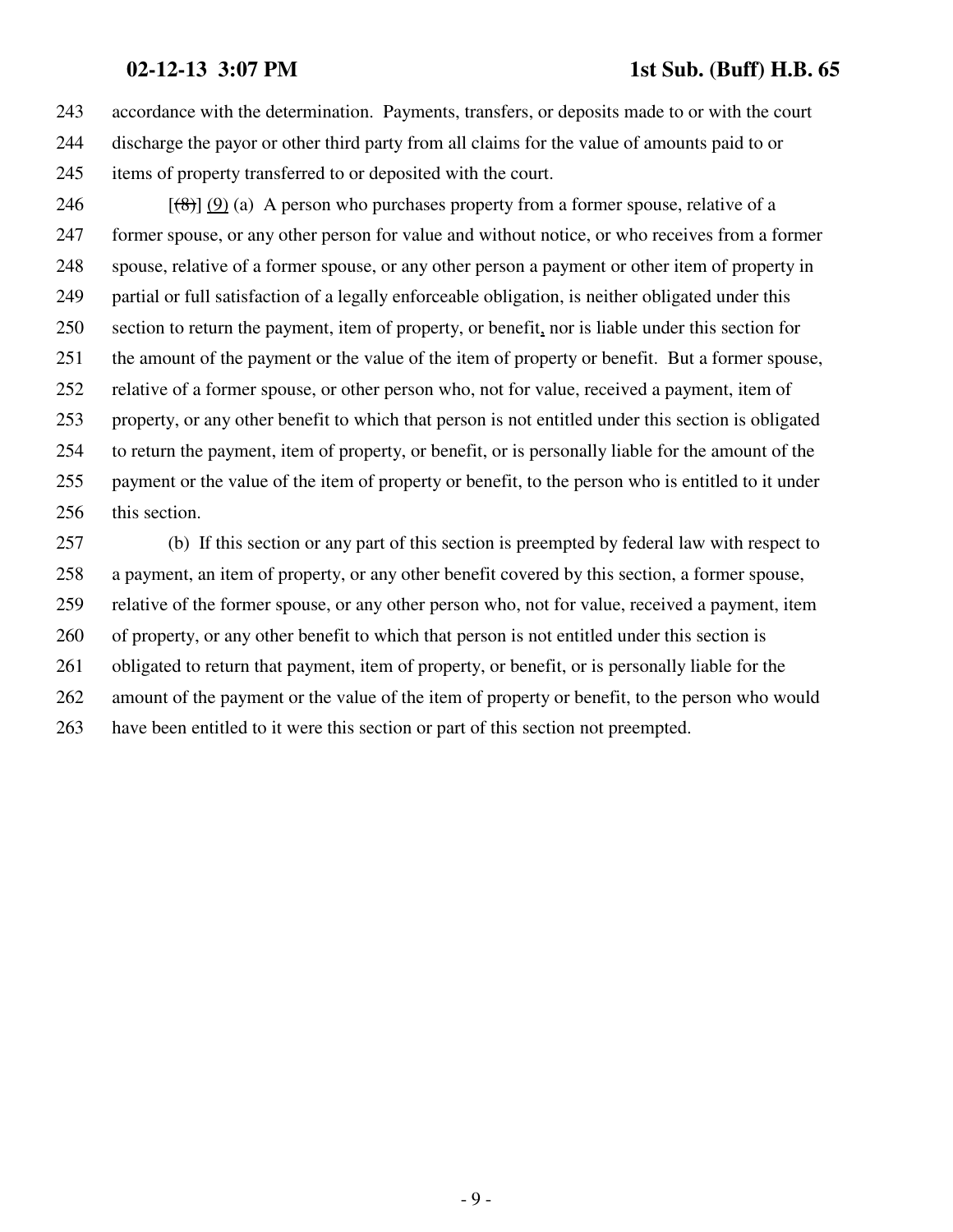accordance with the determination. Payments, transfers, or deposits made to or with the court discharge the payor or other third party from all claims for the value of amounts paid to or items of property transferred to or deposited with the court.

[~~(8)~~] (9) (a) A person who purchases property from a former spouse, relative of a former spouse, or any other person for value and without notice, or who receives from a former spouse, relative of a former spouse, or any other person a payment or other item of property in partial or full satisfaction of a legally enforceable obligation, is neither obligated under this section to return the payment, item of property, or benefit, nor is liable under this section for the amount of the payment or the value of the item of property or benefit. But a former spouse, relative of a former spouse, or other person who, not for value, received a payment, item of property, or any other benefit to which that person is not entitled under this section is obligated to return the payment, item of property, or benefit, or is personally liable for the amount of the payment or the value of the item of property or benefit, to the person who is entitled to it under this section.

(b) If this section or any part of this section is preempted by federal law with respect to a payment, an item of property, or any other benefit covered by this section, a former spouse, relative of the former spouse, or any other person who, not for value, received a payment, item of property, or any other benefit to which that person is not entitled under this section is obligated to return that payment, item of property, or benefit, or is personally liable for the amount of the payment or the value of the item of property or benefit, to the person who would have been entitled to it were this section or part of this section not preempted.